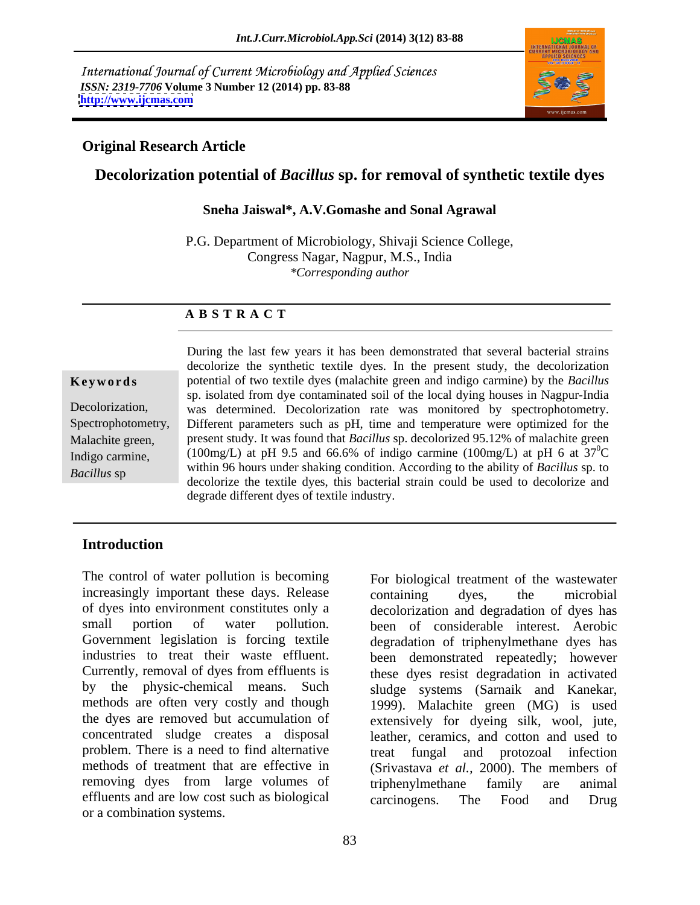International Journal of Current Microbiology and Applied Sciences
*ISSN: 2319-7706* **Volume 3 Number 12 (2014) pp. 83-88**
**http://www.ijcmas.com**

**Original Research Article**

# Decolorization potential of *Bacillus* sp. for removal of synthetic textile dyes

**Sneha Jaiswal\*, A.V.Gomashe and Sonal Agrawal**

P.G. Department of Microbiology, Shivaji Science College,
Congress Nagar, Nagpur, M.S., India
*\*Corresponding author*

## A B S T R A C T

**Keywords**

Decolorization, Spectrophotometry, Malachite green, Indigo carmine, *Bacillus* sp

During the last few years it has been demonstrated that several bacterial strains decolorize the synthetic textile dyes. In the present study, the decolorization potential of two textile dyes (malachite green and indigo carmine) by the *Bacillus* sp. isolated from dye contaminated soil of the local dying houses in Nagpur-India was determined. Decolorization rate was monitored by spectrophotometry. Different parameters such as pH, time and temperature were optimized for the present study. It was found that *Bacillus* sp. decolorized 95.12% of malachite green (100mg/L) at pH 9.5 and 66.6% of indigo carmine (100mg/L) at pH 6 at $37^0$C within 96 hours under shaking condition. According to the ability of *Bacillus* sp. to decolorize the textile dyes, this bacterial strain could be used to decolorize and degrade different dyes of textile industry.

## Introduction

The control of water pollution is becoming increasingly important these days. Release of dyes into environment constitutes only a small portion of water pollution. Government legislation is forcing textile industries to treat their waste effluent. Currently, removal of dyes from effluents is by the physic-chemical means. Such methods are often very costly and though the dyes are removed but accumulation of concentrated sludge creates a disposal problem. There is a need to find alternative methods of treatment that are effective in removing dyes from large volumes of effluents and are low cost such as biological or a combination systems.

For biological treatment of the wastewater containing dyes, the microbial decolorization and degradation of dyes has been of considerable interest. Aerobic degradation of triphenylmethane dyes has been demonstrated repeatedly; however these dyes resist degradation in activated sludge systems (Sarnaik and Kanekar, 1999). Malachite green (MG) is used extensively for dyeing silk, wool, jute, leather, ceramics, and cotton and used to treat fungal and protozoal infection (Srivastava *et al.,* 2000). The members of triphenylmethane family are animal carcinogens. The Food and Drug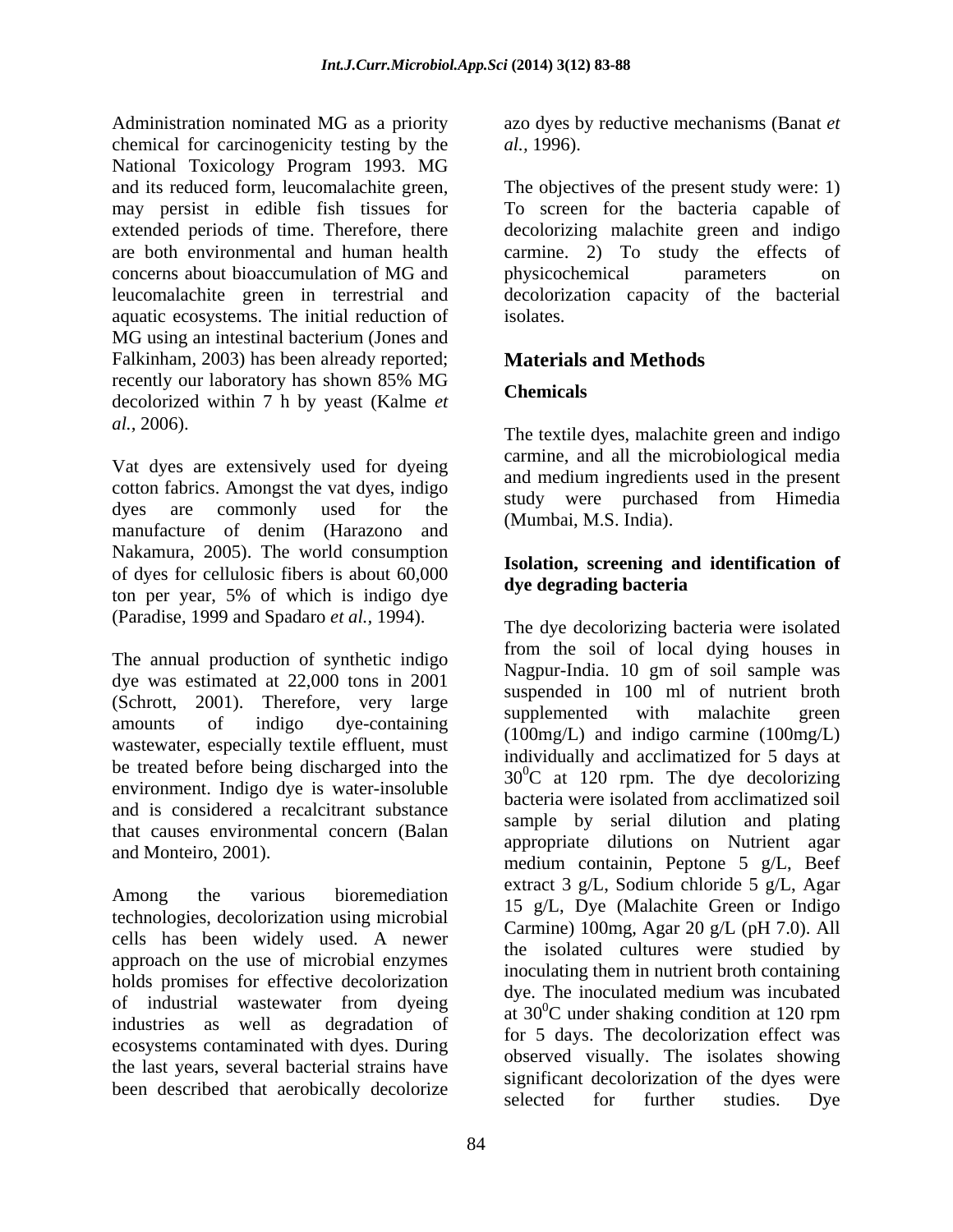Administration nominated MG as a priority chemical for carcinogenicity testing by the National Toxicology Program 1993. MG and its reduced form, leucomalachite green, may persist in edible fish tissues for extended periods of time. Therefore, there are both environmental and human health concerns about bioaccumulation of MG and leucomalachite green in terrestrial and aquatic ecosystems. The initial reduction of MG using an intestinal bacterium (Jones and Falkinham, 2003) has been already reported; recently our laboratory has shown 85% MG decolorized within 7 h by yeast (Kalme *et al.*, 2006).

Vat dyes are extensively used for dyeing cotton fabrics. Amongst the vat dyes, indigo dyes are commonly used for the manufacture of denim (Harazono and Nakamura, 2005). The world consumption of dyes for cellulosic fibers is about 60,000 ton per year, 5% of which is indigo dye (Paradise, 1999 and Spadaro *et al.*, 1994).

The annual production of synthetic indigo dye was estimated at 22,000 tons in 2001 (Schrott, 2001). Therefore, very large amounts of indigo dye-containing wastewater, especially textile effluent, must be treated before being discharged into the environment. Indigo dye is water-insoluble and is considered a recalcitrant substance that causes environmental concern (Balan and Monteiro, 2001).

Among the various bioremediation technologies, decolorization using microbial cells has been widely used. A newer approach on the use of microbial enzymes holds promises for effective decolorization of industrial wastewater from dyeing industries as well as degradation of ecosystems contaminated with dyes. During the last years, several bacterial strains have been described that aerobically decolorize azo dyes by reductive mechanisms (Banat *et al.,* 1996).

The objectives of the present study were: 1) To screen for the bacteria capable of decolorizing malachite green and indigo carmine. 2) To study the effects of physicochemical parameters on decolorization capacity of the bacterial isolates.

## Materials and Methods

### Chemicals

The textile dyes, malachite green and indigo carmine, and all the microbiological media and medium ingredients used in the present study were purchased from Himedia (Mumbai, M.S. India).

### Isolation, screening and identification of dye degrading bacteria

The dye decolorizing bacteria were isolated from the soil of local dying houses in Nagpur-India. 10 gm of soil sample was suspended in 100 ml of nutrient broth supplemented with malachite green (100mg/L) and indigo carmine (100mg/L) individually and acclimatized for 5 days at $30^0$C at 120 rpm. The dye decolorizing bacteria were isolated from acclimatized soil sample by serial dilution and plating appropriate dilutions on Nutrient agar medium containin, Peptone 5 g/L, Beef extract 3 g/L, Sodium chloride 5 g/L, Agar 15 g/L, Dye (Malachite Green or Indigo Carmine) 100mg, Agar 20 g/L (pH 7.0). All the isolated cultures were studied by inoculating them in nutrient broth containing dye. The inoculated medium was incubated at $30^0$C under shaking condition at 120 rpm for 5 days. The decolorization effect was observed visually. The isolates showing significant decolorization of the dyes were selected for further studies. Dye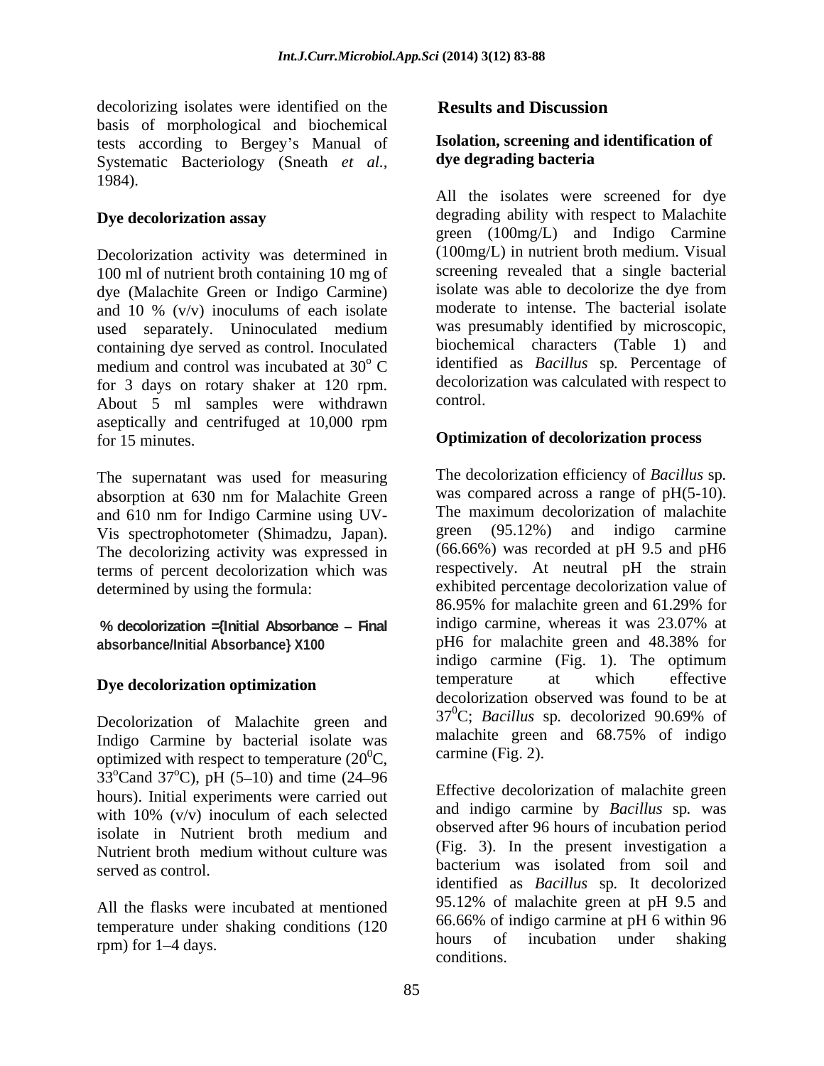decolorizing isolates were identified on the basis of morphological and biochemical tests according to Bergey's Manual of Systematic Bacteriology (Sneath *et al.*, 1984).

### Dye decolorization assay

Decolorization activity was determined in 100 ml of nutrient broth containing 10 mg of dye (Malachite Green or Indigo Carmine) and 10 % (v/v) inoculums of each isolate used separately. Uninoculated medium containing dye served as control. Inoculated medium and control was incubated at $30^o$ C for 3 days on rotary shaker at 120 rpm. About 5 ml samples were withdrawn aseptically and centrifuged at 10,000 rpm for 15 minutes.

The supernatant was used for measuring absorption at 630 nm for Malachite Green and 610 nm for Indigo Carmine using UV-Vis spectrophotometer (Shimadzu, Japan). The decolorizing activity was expressed in terms of percent decolorization which was determined by using the formula:

**% decolorization ={Initial Absorbance – Final absorbance/Initial Absorbance} X100**

### Dye decolorization optimization

Decolorization of Malachite green and Indigo Carmine by bacterial isolate was optimized with respect to temperature ($20^0$C, $33^o$Cand $37^o$C), pH (5–10) and time (24–96 hours). Initial experiments were carried out with 10% (v/v) inoculum of each selected isolate in Nutrient broth medium and Nutrient broth medium without culture was served as control.

All the flasks were incubated at mentioned temperature under shaking conditions (120 rpm) for 1–4 days.

## Results and Discussion

### Isolation, screening and identification of dye degrading bacteria

All the isolates were screened for dye degrading ability with respect to Malachite green (100mg/L) and Indigo Carmine (100mg/L) in nutrient broth medium. Visual screening revealed that a single bacterial isolate was able to decolorize the dye from moderate to intense. The bacterial isolate was presumably identified by microscopic, biochemical characters (Table 1) and identified as *Bacillus* sp*.* Percentage of decolorization was calculated with respect to control.

### Optimization of decolorization process

The decolorization efficiency of *Bacillus* sp*.* was compared across a range of pH(5-10). The maximum decolorization of malachite green (95.12%) and indigo carmine (66.66%) was recorded at pH 9.5 and pH6 respectively. At neutral pH the strain exhibited percentage decolorization value of 86.95% for malachite green and 61.29% for indigo carmine, whereas it was 23.07% at pH6 for malachite green and 48.38% for indigo carmine (Fig. 1). The optimum temperature at which effective decolorization observed was found to be at $37^0$C; *Bacillus* sp*.* decolorized 90.69% of malachite green and 68.75% of indigo carmine (Fig. 2).

Effective decolorization of malachite green and indigo carmine by *Bacillus* sp*.* was observed after 96 hours of incubation period (Fig. 3). In the present investigation a bacterium was isolated from soil and identified as *Bacillus* sp*.* It decolorized 95.12% of malachite green at pH 9.5 and 66.66% of indigo carmine at pH 6 within 96 hours of incubation under shaking conditions.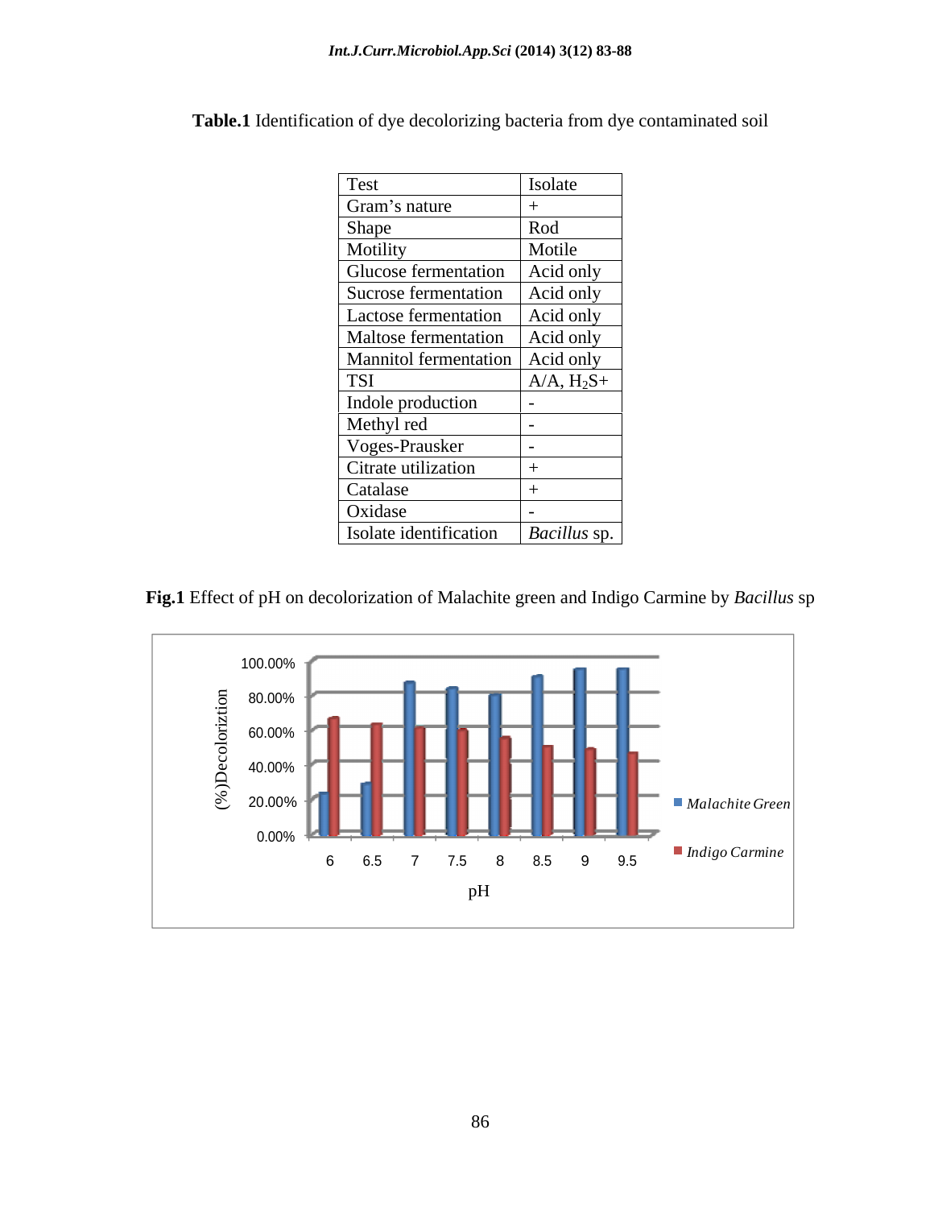**Table.1** Identification of dye decolorizing bacteria from dye contaminated soil

| Test | Isolate |
|---|---|
| Gram's nature | + |
| Shape | Rod |
| Motility | Motile |
| Glucose fermentation | Acid only |
| Sucrose fermentation | Acid only |
| Lactose fermentation | Acid only |
| Maltose fermentation | Acid only |
| Mannitol fermentation | Acid only |
| TSI | A/A, $H_2S$+ |
| Indole production | - |
| Methyl red | - |
| Voges-Prausker | - |
| Citrate utilization | + |
| Catalase | + |
| Oxidase | - |
| Isolate identification | *Bacillus* sp. |

**Fig.1** Effect of pH on decolorization of Malachite green and Indigo Carmine by *Bacillus* sp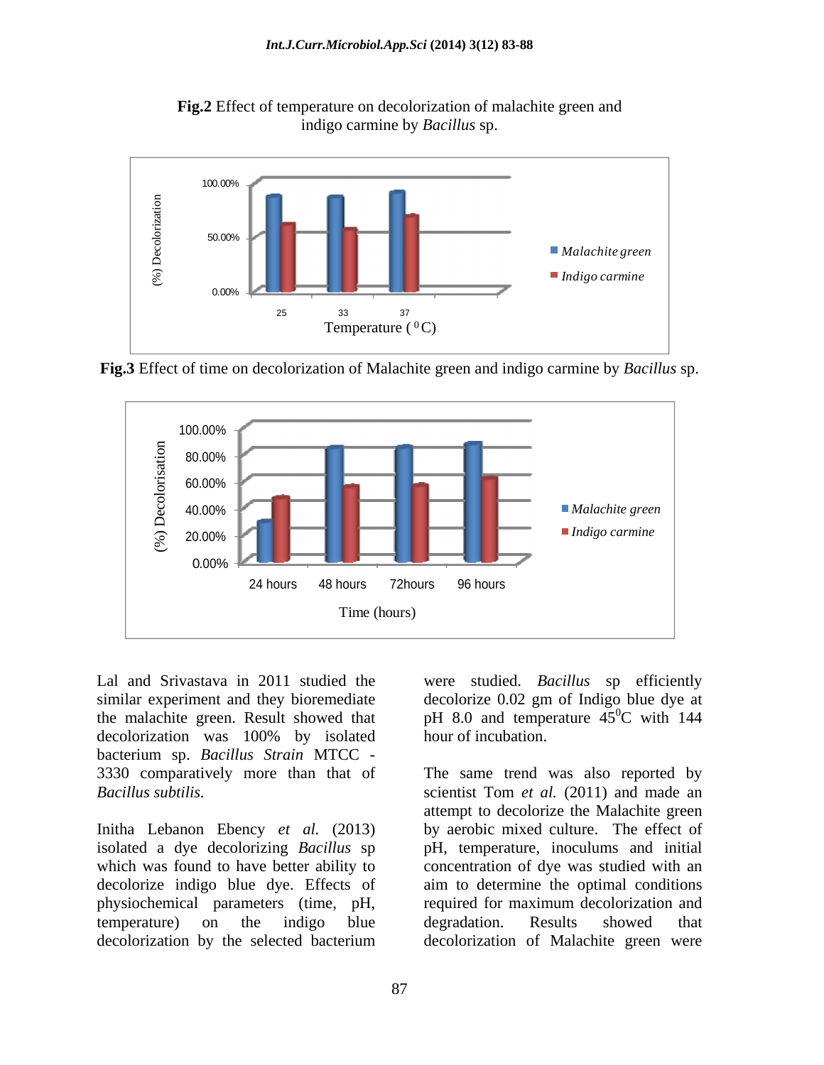**Fig.2** Effect of temperature on decolorization of malachite green and indigo carmine by *Bacillus* sp.

**Fig.3** Effect of time on decolorization of Malachite green and indigo carmine by *Bacillus* sp.

Lal and Srivastava in 2011 studied the similar experiment and they bioremediate the malachite green. Result showed that decolorization was 100% by isolated bacterium sp. *Bacillus Strain* MTCC - 3330 comparatively more than that of *Bacillus subtilis.*

Initha Lebanon Ebency *et al.* (2013) isolated a dye decolorizing *Bacillus* sp which was found to have better ability to decolorize indigo blue dye. Effects of physiochemical parameters (time, pH, temperature) on the indigo blue decolorization by the selected bacterium were studied. *Bacillus* sp efficiently decolorize 0.02 gm of Indigo blue dye at pH 8.0 and temperature $45^0$C with 144 hour of incubation.

The same trend was also reported by scientist Tom *et al.* (2011) and made an attempt to decolorize the Malachite green by aerobic mixed culture. The effect of pH, temperature, inoculums and initial concentration of dye was studied with an aim to determine the optimal conditions required for maximum decolorization and degradation. Results showed that decolorization of Malachite green were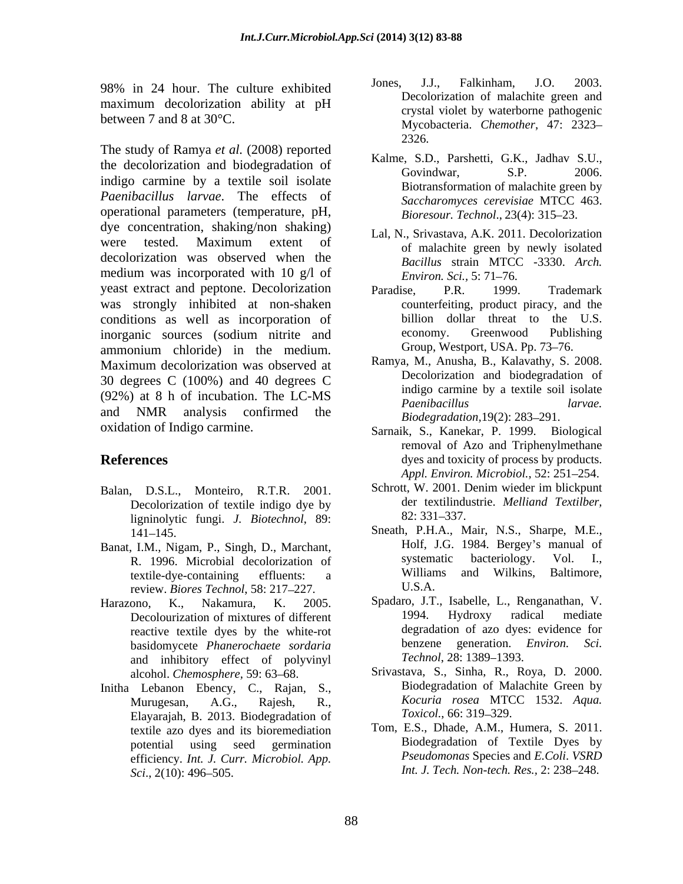98% in 24 hour. The culture exhibited maximum decolorization ability at pH between 7 and 8 at 30°C.

The study of Ramya *et al.* (2008) reported the decolorization and biodegradation of indigo carmine by a textile soil isolate *Paenibacillus larvae*. The effects of operational parameters (temperature, pH, dye concentration, shaking/non shaking) were tested. Maximum extent of decolorization was observed when the medium was incorporated with 10 g/l of yeast extract and peptone. Decolorization was strongly inhibited at non-shaken conditions as well as incorporation of inorganic sources (sodium nitrite and ammonium chloride) in the medium. Maximum decolorization was observed at 30 degrees C (100%) and 40 degrees C (92%) at 8 h of incubation. The LC-MS and NMR analysis confirmed the oxidation of Indigo carmine.

## References

Balan, D.S.L., Monteiro, R.T.R. 2001. Decolorization of textile indigo dye by ligninolytic fungi. *J. Biotechnol*, 89: 141–145.

Banat, I.M., Nigam, P., Singh, D., Marchant, R. 1996. Microbial decolorization of textile-dye-containing effluents: a review. *Biores Technol*, 58: 217–227.

Harazono, K., Nakamura, K. 2005. Decolourization of mixtures of different reactive textile dyes by the white-rot basidomycete *Phanerochaete sordaria* and inhibitory effect of polyvinyl alcohol. *Chemosphere*, 59: 63–68.

Initha Lebanon Ebency, C., Rajan, S., Murugesan, A.G., Rajesh, R., Elayarajah, B. 2013. Biodegradation of textile azo dyes and its bioremediation potential using seed germination efficiency. *Int. J. Curr. Microbiol. App. Sci*., 2(10): 496–505.

Jones, J.J., Falkinham, J.O. 2003. Decolorization of malachite green and crystal violet by waterborne pathogenic Mycobacteria. *Chemother*, 47: 2323–2326.

Kalme, S.D., Parshetti, G.K., Jadhav S.U., Govindwar, S.P. 2006. Biotransformation of malachite green by *Saccharomyces cerevisiae* MTCC 463. *Bioresour. Technol*., 23(4): 315–23.

Lal, N., Srivastava, A.K. 2011. Decolorization of malachite green by newly isolated *Bacillus* strain MTCC -3330. *Arch. Environ. Sci.*, 5: 71–76.

Paradise, P.R. 1999. Trademark counterfeiting, product piracy, and the billion dollar threat to the U.S. economy. Greenwood Publishing Group, Westport, USA. Pp. 73–76.

Ramya, M., Anusha, B., Kalavathy, S. 2008. Decolorization and biodegradation of indigo carmine by a textile soil isolate *Paenibacillus larvae. Biodegradation,*19(2): 283–291.

Sarnaik, S., Kanekar, P. 1999. Biological removal of Azo and Triphenylmethane dyes and toxicity of process by products. *Appl. Environ. Microbiol.*, 52: 251–254.

Schrott, W. 2001. Denim wieder im blickpunt der textilindustrie. *Melliand Textilber,* 82: 331–337.

Sneath, P.H.A., Mair, N.S., Sharpe, M.E., Holf, J.G. 1984. Bergey's manual of systematic bacteriology. Vol. I., Williams and Wilkins, Baltimore, U.S.A.

Spadaro, J.T., Isabelle, L., Renganathan, V. 1994. Hydroxy radical mediate degradation of azo dyes: evidence for benzene generation. *Environ. Sci. Technol*, 28: 1389–1393.

Srivastava, S., Sinha, R., Roya, D. 2000. Biodegradation of Malachite Green by *Kocuria rosea* MTCC 1532. *Aqua. Toxicol.*, 66: 319–329.

Tom, E.S., Dhade, A.M., Humera, S. 2011. Biodegradation of Textile Dyes by *Pseudomonas* Species and *E.Coli*. *VSRD Int. J. Tech. Non-tech. Res.*, 2: 238–248.